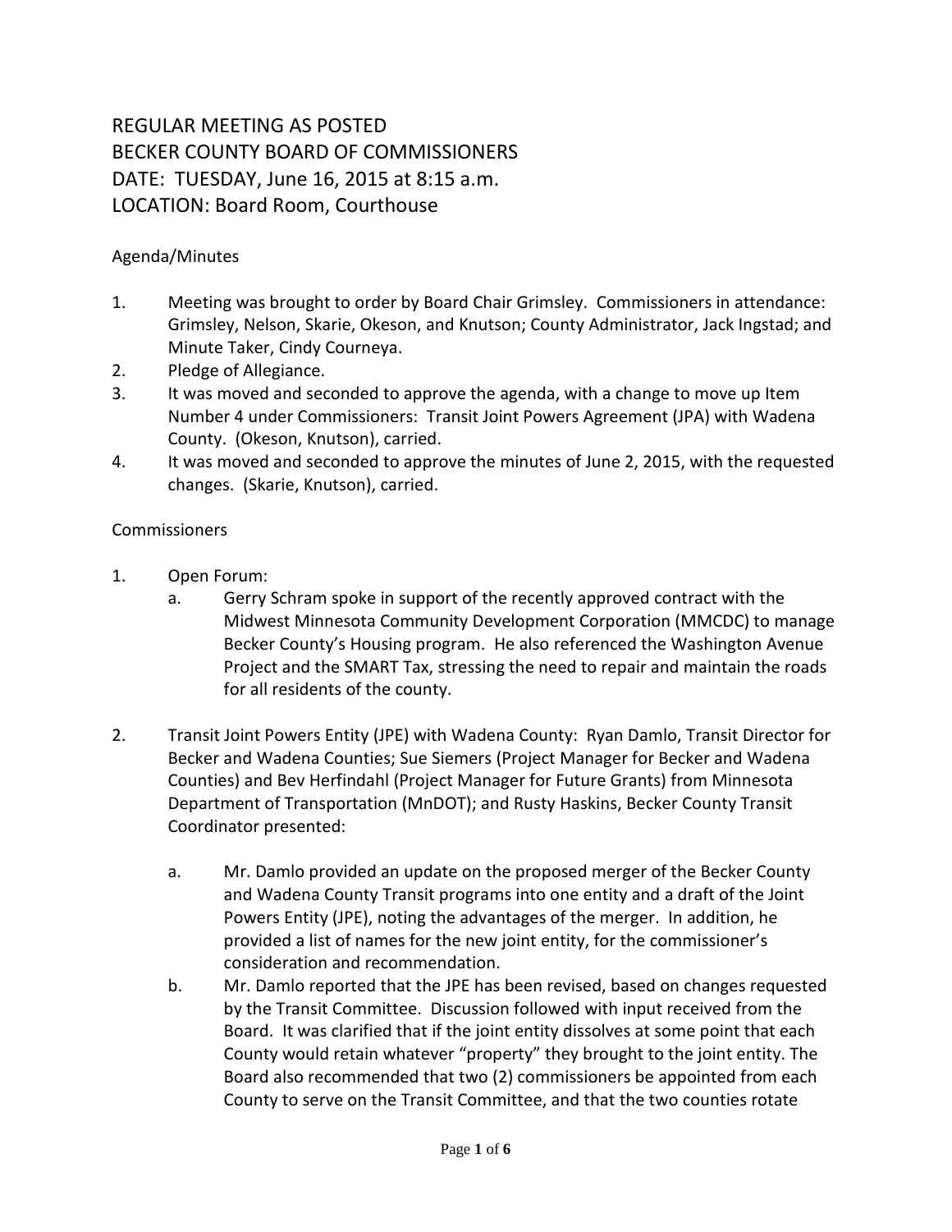# REGULAR MEETING AS POSTED
# BECKER COUNTY BOARD OF COMMISSIONERS
# DATE: TUESDAY, June 16, 2015 at 8:15 a.m.
# LOCATION: Board Room, Courthouse

Agenda/Minutes

1. Meeting was brought to order by Board Chair Grimsley. Commissioners in attendance: Grimsley, Nelson, Skarie, Okeson, and Knutson; County Administrator, Jack Ingstad; and Minute Taker, Cindy Courneya.
2. Pledge of Allegiance.
3. It was moved and seconded to approve the agenda, with a change to move up Item Number 4 under Commissioners: Transit Joint Powers Agreement (JPA) with Wadena County. (Okeson, Knutson), carried.
4. It was moved and seconded to approve the minutes of June 2, 2015, with the requested changes. (Skarie, Knutson), carried.

Commissioners

1. Open Forum:
   a. Gerry Schram spoke in support of the recently approved contract with the Midwest Minnesota Community Development Corporation (MMCDC) to manage Becker County's Housing program. He also referenced the Washington Avenue Project and the SMART Tax, stressing the need to repair and maintain the roads for all residents of the county.

2. Transit Joint Powers Entity (JPE) with Wadena County: Ryan Damlo, Transit Director for Becker and Wadena Counties; Sue Siemers (Project Manager for Becker and Wadena Counties) and Bev Herfindahl (Project Manager for Future Grants) from Minnesota Department of Transportation (MnDOT); and Rusty Haskins, Becker County Transit Coordinator presented:

   a. Mr. Damlo provided an update on the proposed merger of the Becker County and Wadena County Transit programs into one entity and a draft of the Joint Powers Entity (JPE), noting the advantages of the merger. In addition, he provided a list of names for the new joint entity, for the commissioner's consideration and recommendation.
   b. Mr. Damlo reported that the JPE has been revised, based on changes requested by the Transit Committee. Discussion followed with input received from the Board. It was clarified that if the joint entity dissolves at some point that each County would retain whatever "property" they brought to the joint entity. The Board also recommended that two (2) commissioners be appointed from each County to serve on the Transit Committee, and that the two counties rotate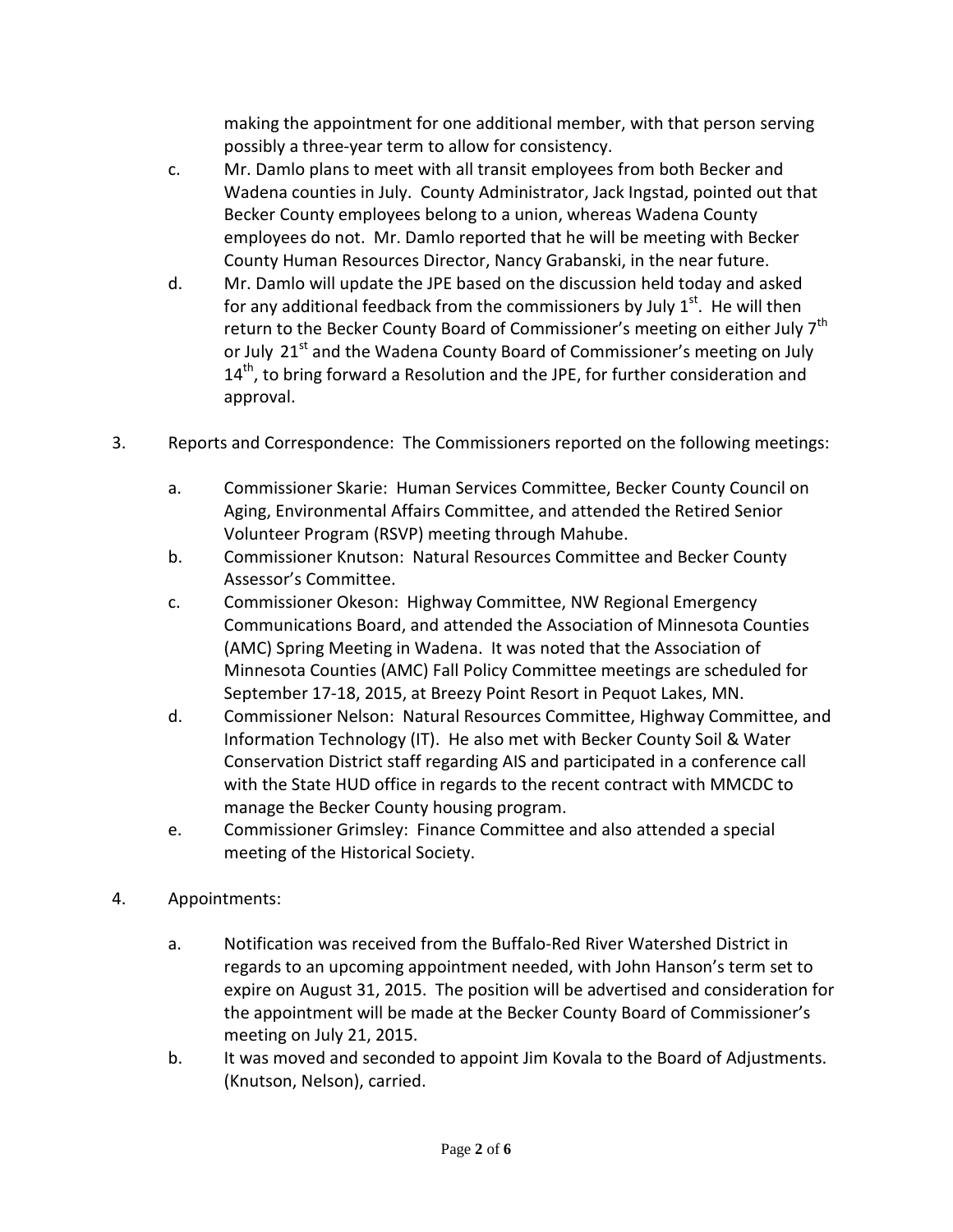making the appointment for one additional member, with that person serving possibly a three-year term to allow for consistency.

c. Mr. Damlo plans to meet with all transit employees from both Becker and Wadena counties in July. County Administrator, Jack Ingstad, pointed out that Becker County employees belong to a union, whereas Wadena County employees do not. Mr. Damlo reported that he will be meeting with Becker County Human Resources Director, Nancy Grabanski, in the near future.

d. Mr. Damlo will update the JPE based on the discussion held today and asked for any additional feedback from the commissioners by July 1st. He will then return to the Becker County Board of Commissioner's meeting on either July 7th or July 21st and the Wadena County Board of Commissioner's meeting on July 14th, to bring forward a Resolution and the JPE, for further consideration and approval.

3. Reports and Correspondence: The Commissioners reported on the following meetings:

   a. Commissioner Skarie: Human Services Committee, Becker County Council on Aging, Environmental Affairs Committee, and attended the Retired Senior Volunteer Program (RSVP) meeting through Mahube.
   b. Commissioner Knutson: Natural Resources Committee and Becker County Assessor's Committee.
   c. Commissioner Okeson: Highway Committee, NW Regional Emergency Communications Board, and attended the Association of Minnesota Counties (AMC) Spring Meeting in Wadena. It was noted that the Association of Minnesota Counties (AMC) Fall Policy Committee meetings are scheduled for September 17-18, 2015, at Breezy Point Resort in Pequot Lakes, MN.
   d. Commissioner Nelson: Natural Resources Committee, Highway Committee, and Information Technology (IT). He also met with Becker County Soil & Water Conservation District staff regarding AIS and participated in a conference call with the State HUD office in regards to the recent contract with MMCDC to manage the Becker County housing program.
   e. Commissioner Grimsley: Finance Committee and also attended a special meeting of the Historical Society.

4. Appointments:

   a. Notification was received from the Buffalo-Red River Watershed District in regards to an upcoming appointment needed, with John Hanson's term set to expire on August 31, 2015. The position will be advertised and consideration for the appointment will be made at the Becker County Board of Commissioner's meeting on July 21, 2015.
   b. It was moved and seconded to appoint Jim Kovala to the Board of Adjustments. (Knutson, Nelson), carried.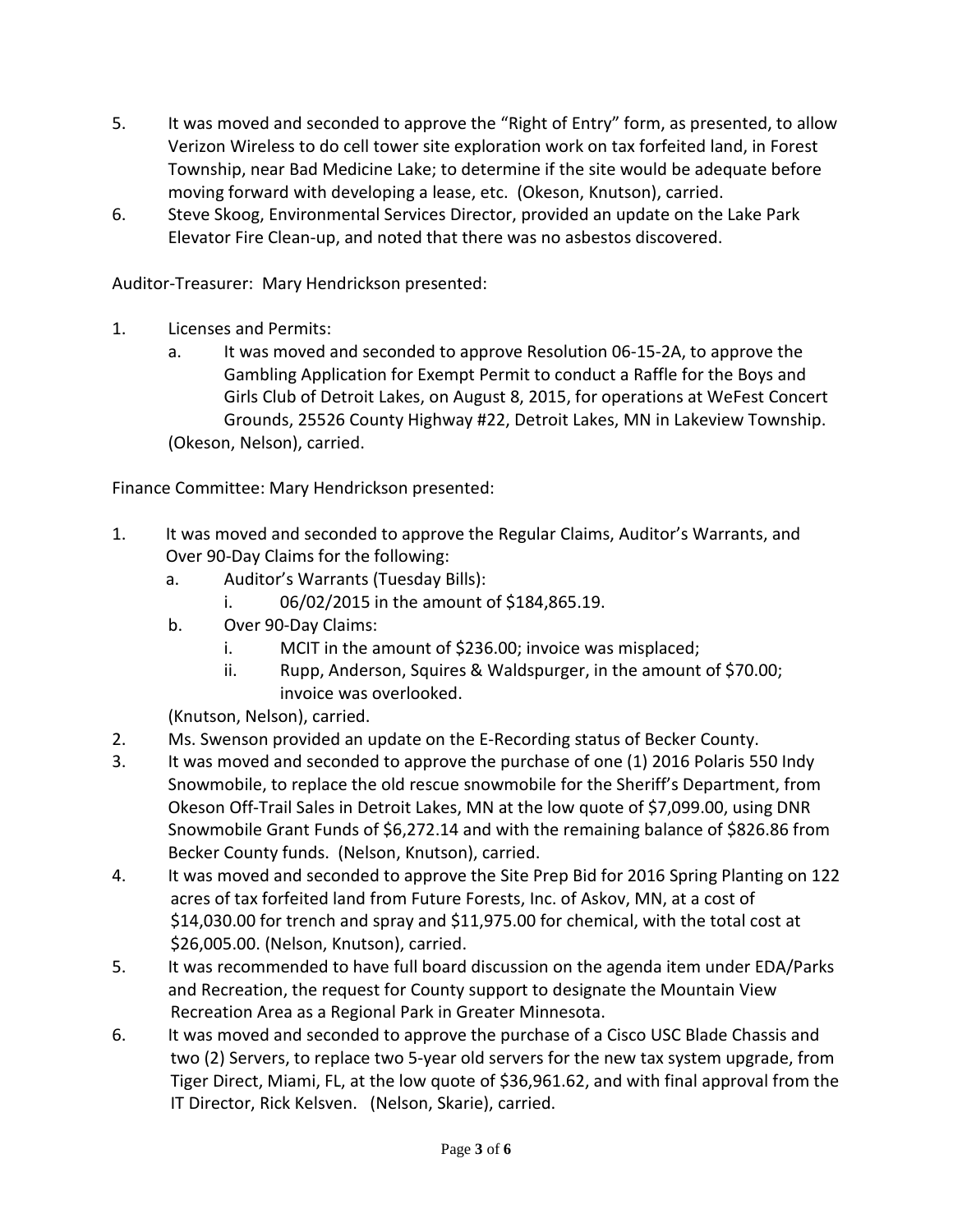5. It was moved and seconded to approve the "Right of Entry" form, as presented, to allow Verizon Wireless to do cell tower site exploration work on tax forfeited land, in Forest Township, near Bad Medicine Lake; to determine if the site would be adequate before moving forward with developing a lease, etc. (Okeson, Knutson), carried.
6. Steve Skoog, Environmental Services Director, provided an update on the Lake Park Elevator Fire Clean-up, and noted that there was no asbestos discovered.

Auditor-Treasurer: Mary Hendrickson presented:

1. Licenses and Permits:
   a. It was moved and seconded to approve Resolution 06-15-2A, to approve the Gambling Application for Exempt Permit to conduct a Raffle for the Boys and Girls Club of Detroit Lakes, on August 8, 2015, for operations at WeFest Concert Grounds, 25526 County Highway #22, Detroit Lakes, MN in Lakeview Township.

   (Okeson, Nelson), carried.

Finance Committee: Mary Hendrickson presented:

1. It was moved and seconded to approve the Regular Claims, Auditor's Warrants, and Over 90-Day Claims for the following:
   a. Auditor's Warrants (Tuesday Bills):
      i. 06/02/2015 in the amount of $184,865.19.
   b. Over 90-Day Claims:
      i. MCIT in the amount of $236.00; invoice was misplaced;
      ii. Rupp, Anderson, Squires & Waldspurger, in the amount of $70.00; invoice was overlooked.

   (Knutson, Nelson), carried.
2. Ms. Swenson provided an update on the E-Recording status of Becker County.
3. It was moved and seconded to approve the purchase of one (1) 2016 Polaris 550 Indy Snowmobile, to replace the old rescue snowmobile for the Sheriff's Department, from Okeson Off-Trail Sales in Detroit Lakes, MN at the low quote of $7,099.00, using DNR Snowmobile Grant Funds of $6,272.14 and with the remaining balance of $826.86 from Becker County funds. (Nelson, Knutson), carried.
4. It was moved and seconded to approve the Site Prep Bid for 2016 Spring Planting on 122 acres of tax forfeited land from Future Forests, Inc. of Askov, MN, at a cost of $14,030.00 for trench and spray and $11,975.00 for chemical, with the total cost at $26,005.00. (Nelson, Knutson), carried.
5. It was recommended to have full board discussion on the agenda item under EDA/Parks and Recreation, the request for County support to designate the Mountain View Recreation Area as a Regional Park in Greater Minnesota.
6. It was moved and seconded to approve the purchase of a Cisco USC Blade Chassis and two (2) Servers, to replace two 5-year old servers for the new tax system upgrade, from Tiger Direct, Miami, FL, at the low quote of $36,961.62, and with final approval from the IT Director, Rick Kelsven. (Nelson, Skarie), carried.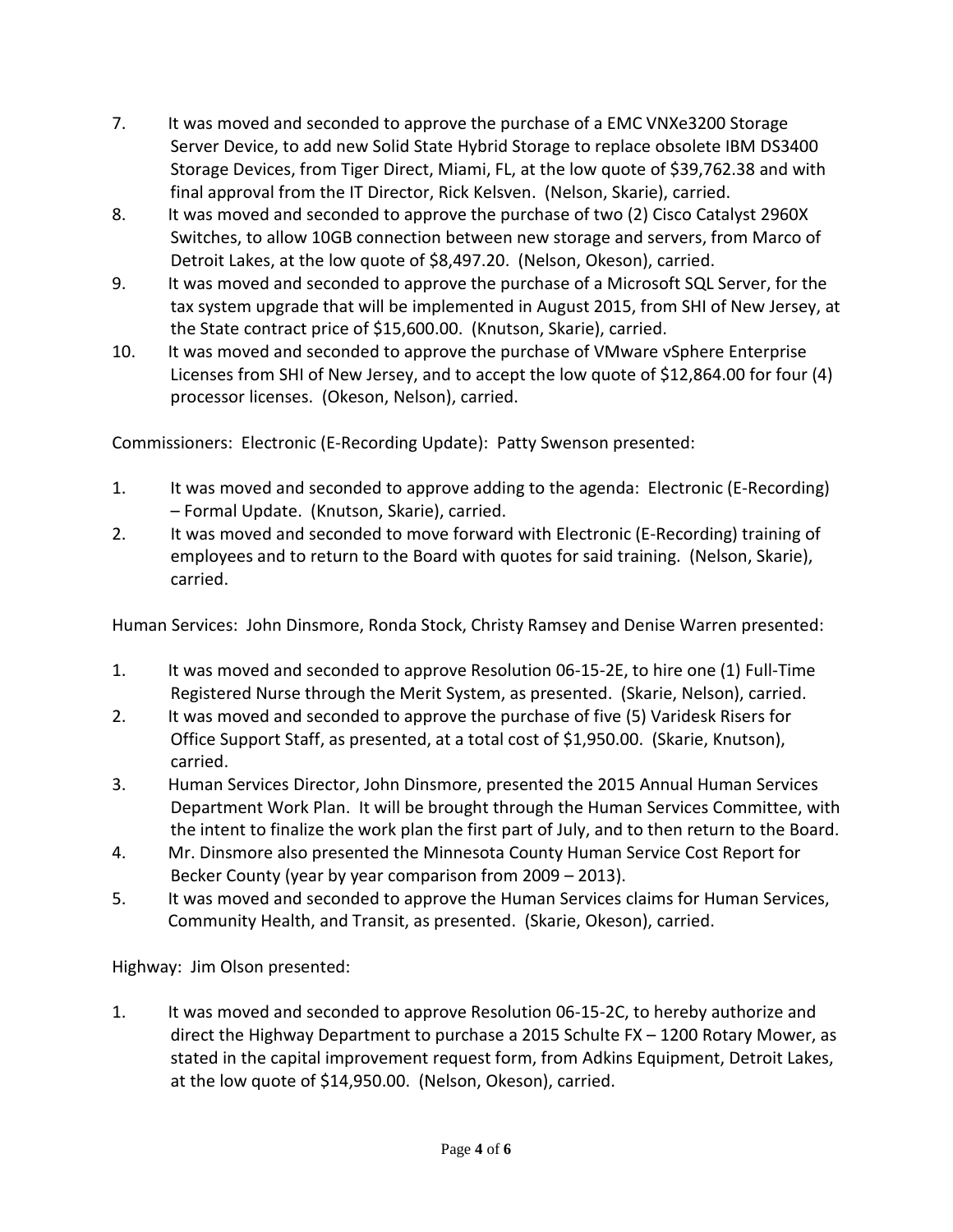7. It was moved and seconded to approve the purchase of a EMC VNXe3200 Storage Server Device, to add new Solid State Hybrid Storage to replace obsolete IBM DS3400 Storage Devices, from Tiger Direct, Miami, FL, at the low quote of $39,762.38 and with final approval from the IT Director, Rick Kelsven. (Nelson, Skarie), carried.
8. It was moved and seconded to approve the purchase of two (2) Cisco Catalyst 2960X Switches, to allow 10GB connection between new storage and servers, from Marco of Detroit Lakes, at the low quote of $8,497.20. (Nelson, Okeson), carried.
9. It was moved and seconded to approve the purchase of a Microsoft SQL Server, for the tax system upgrade that will be implemented in August 2015, from SHI of New Jersey, at the State contract price of $15,600.00. (Knutson, Skarie), carried.
10. It was moved and seconded to approve the purchase of VMware vSphere Enterprise Licenses from SHI of New Jersey, and to accept the low quote of $12,864.00 for four (4) processor licenses. (Okeson, Nelson), carried.

Commissioners: Electronic (E-Recording Update): Patty Swenson presented:

1. It was moved and seconded to approve adding to the agenda: Electronic (E-Recording) – Formal Update. (Knutson, Skarie), carried.
2. It was moved and seconded to move forward with Electronic (E-Recording) training of employees and to return to the Board with quotes for said training. (Nelson, Skarie), carried.

Human Services: John Dinsmore, Ronda Stock, Christy Ramsey and Denise Warren presented:

1. It was moved and seconded to approve Resolution 06-15-2E, to hire one (1) Full-Time Registered Nurse through the Merit System, as presented. (Skarie, Nelson), carried.
2. It was moved and seconded to approve the purchase of five (5) Varidesk Risers for Office Support Staff, as presented, at a total cost of $1,950.00. (Skarie, Knutson), carried.
3. Human Services Director, John Dinsmore, presented the 2015 Annual Human Services Department Work Plan. It will be brought through the Human Services Committee, with the intent to finalize the work plan the first part of July, and to then return to the Board.
4. Mr. Dinsmore also presented the Minnesota County Human Service Cost Report for Becker County (year by year comparison from 2009 – 2013).
5. It was moved and seconded to approve the Human Services claims for Human Services, Community Health, and Transit, as presented. (Skarie, Okeson), carried.

Highway: Jim Olson presented:

1. It was moved and seconded to approve Resolution 06-15-2C, to hereby authorize and direct the Highway Department to purchase a 2015 Schulte FX – 1200 Rotary Mower, as stated in the capital improvement request form, from Adkins Equipment, Detroit Lakes, at the low quote of $14,950.00. (Nelson, Okeson), carried.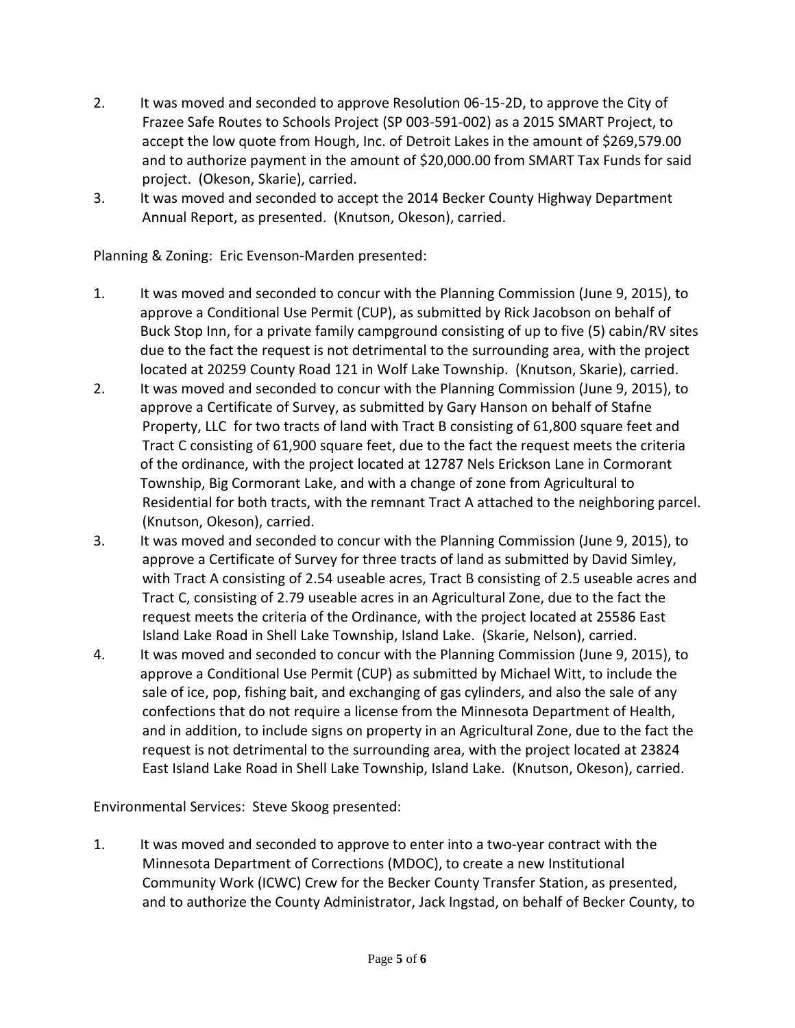2. It was moved and seconded to approve Resolution 06-15-2D, to approve the City of Frazee Safe Routes to Schools Project (SP 003-591-002) as a 2015 SMART Project, to accept the low quote from Hough, Inc. of Detroit Lakes in the amount of $269,579.00 and to authorize payment in the amount of $20,000.00 from SMART Tax Funds for said project. (Okeson, Skarie), carried.
3. It was moved and seconded to accept the 2014 Becker County Highway Department Annual Report, as presented. (Knutson, Okeson), carried.

Planning & Zoning: Eric Evenson-Marden presented:

1. It was moved and seconded to concur with the Planning Commission (June 9, 2015), to approve a Conditional Use Permit (CUP), as submitted by Rick Jacobson on behalf of Buck Stop Inn, for a private family campground consisting of up to five (5) cabin/RV sites due to the fact the request is not detrimental to the surrounding area, with the project located at 20259 County Road 121 in Wolf Lake Township. (Knutson, Skarie), carried.
2. It was moved and seconded to concur with the Planning Commission (June 9, 2015), to approve a Certificate of Survey, as submitted by Gary Hanson on behalf of Stafne Property, LLC for two tracts of land with Tract B consisting of 61,800 square feet and Tract C consisting of 61,900 square feet, due to the fact the request meets the criteria of the ordinance, with the project located at 12787 Nels Erickson Lane in Cormorant Township, Big Cormorant Lake, and with a change of zone from Agricultural to Residential for both tracts, with the remnant Tract A attached to the neighboring parcel. (Knutson, Okeson), carried.
3. It was moved and seconded to concur with the Planning Commission (June 9, 2015), to approve a Certificate of Survey for three tracts of land as submitted by David Simley, with Tract A consisting of 2.54 useable acres, Tract B consisting of 2.5 useable acres and Tract C, consisting of 2.79 useable acres in an Agricultural Zone, due to the fact the request meets the criteria of the Ordinance, with the project located at 25586 East Island Lake Road in Shell Lake Township, Island Lake. (Skarie, Nelson), carried.
4. It was moved and seconded to concur with the Planning Commission (June 9, 2015), to approve a Conditional Use Permit (CUP) as submitted by Michael Witt, to include the sale of ice, pop, fishing bait, and exchanging of gas cylinders, and also the sale of any confections that do not require a license from the Minnesota Department of Health, and in addition, to include signs on property in an Agricultural Zone, due to the fact the request is not detrimental to the surrounding area, with the project located at 23824 East Island Lake Road in Shell Lake Township, Island Lake. (Knutson, Okeson), carried.

Environmental Services: Steve Skoog presented:

1. It was moved and seconded to approve to enter into a two-year contract with the Minnesota Department of Corrections (MDOC), to create a new Institutional Community Work (ICWC) Crew for the Becker County Transfer Station, as presented, and to authorize the County Administrator, Jack Ingstad, on behalf of Becker County, to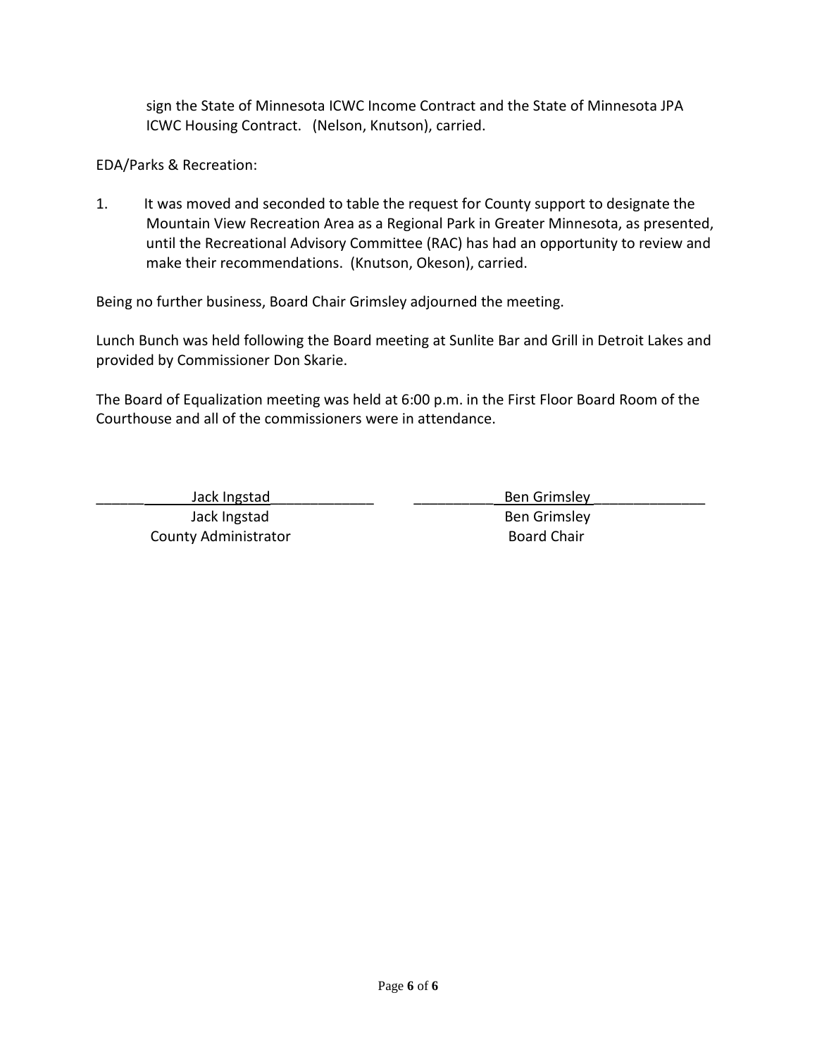sign the State of Minnesota ICWC Income Contract and the State of Minnesota JPA ICWC Housing Contract. (Nelson, Knutson), carried.

EDA/Parks & Recreation:

1. It was moved and seconded to table the request for County support to designate the Mountain View Recreation Area as a Regional Park in Greater Minnesota, as presented, until the Recreational Advisory Committee (RAC) has had an opportunity to review and make their recommendations. (Knutson, Okeson), carried.

Being no further business, Board Chair Grimsley adjourned the meeting.

Lunch Bunch was held following the Board meeting at Sunlite Bar and Grill in Detroit Lakes and provided by Commissioner Don Skarie.

The Board of Equalization meeting was held at 6:00 p.m. in the First Floor Board Room of the Courthouse and all of the commissioners were in attendance.

| | |
|---|---|
| Jack Ingstad | Ben Grimsley |
| Jack Ingstad | Ben Grimsley |
| County Administrator | Board Chair |